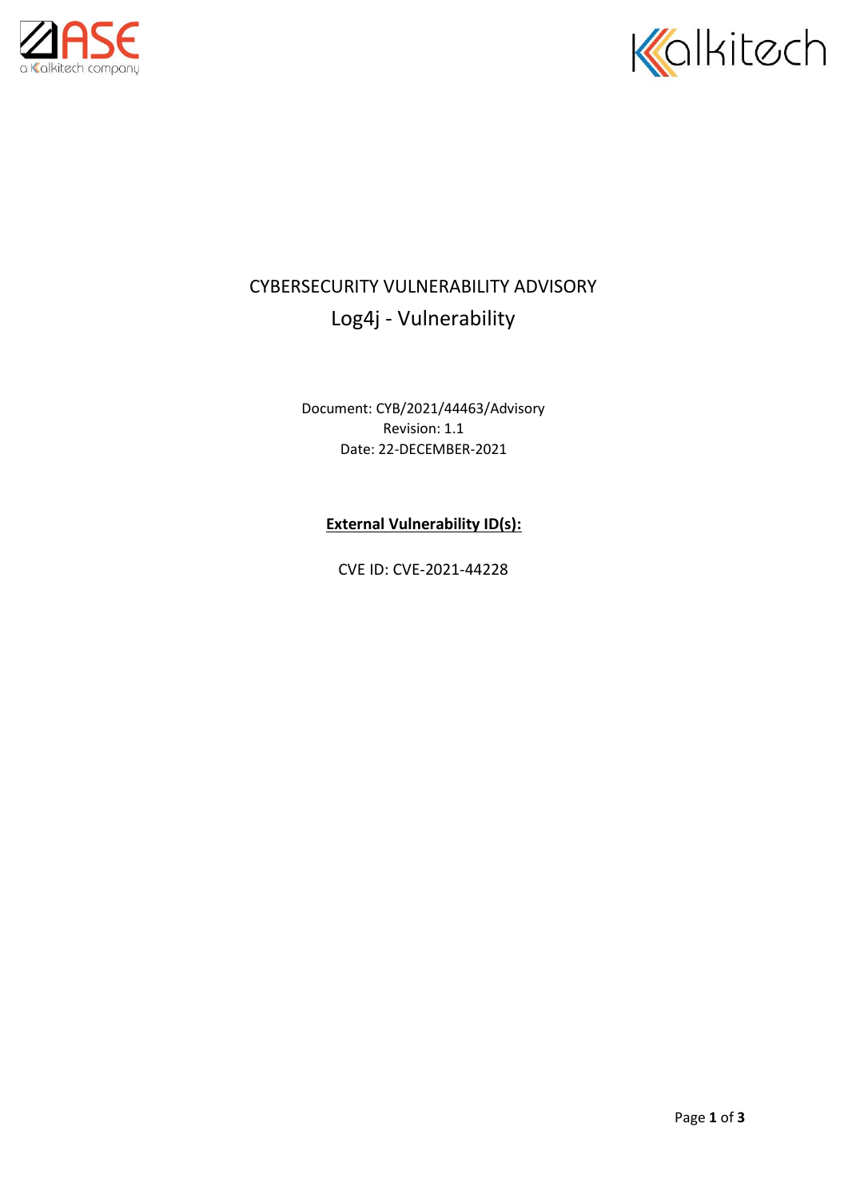# CYBERSECURITY VULNERABILITY ADVISORY

## Log4j - Vulnerability

Document: CYB/2021/44463/Advisory

Revision: 1.1

Date: 22-DECEMBER-2021

**External Vulnerability ID(s):**

CVE ID: CVE-2021-44228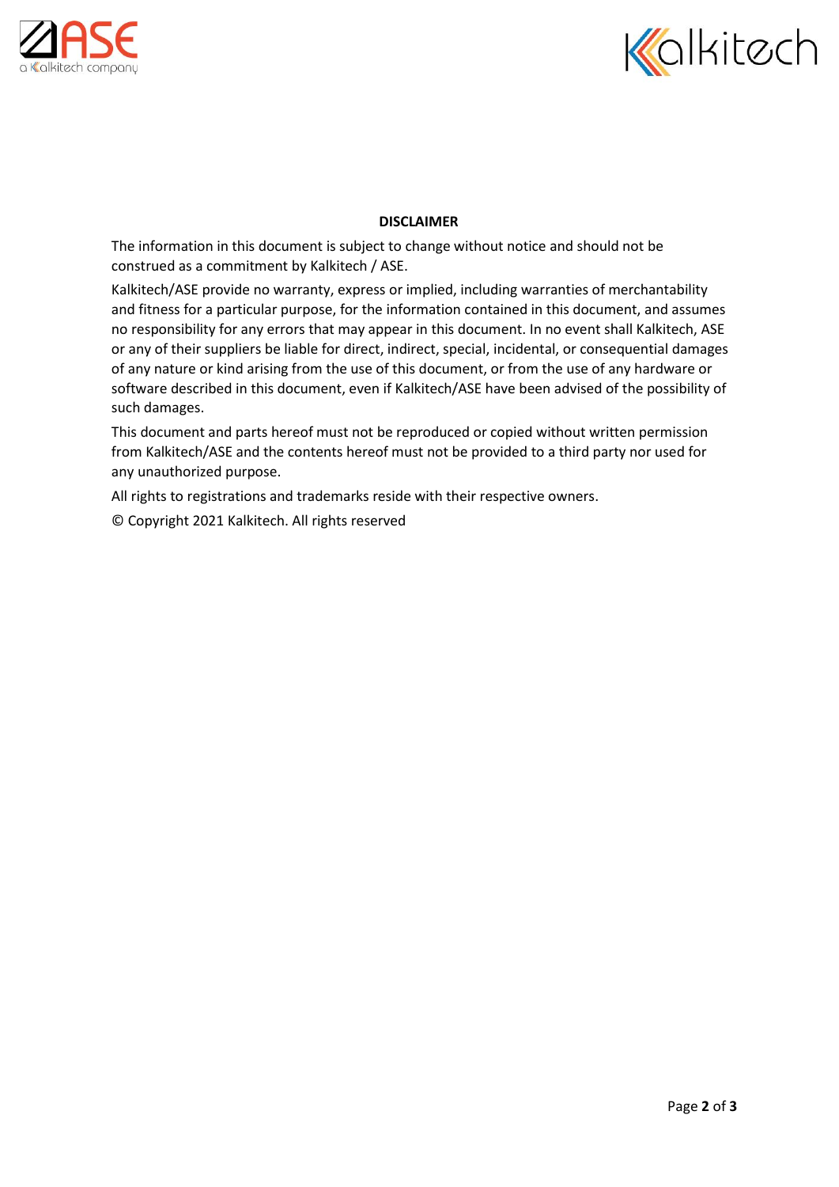**DISCLAIMER**

The information in this document is subject to change without notice and should not be construed as a commitment by Kalkitech / ASE.

Kalkitech/ASE provide no warranty, express or implied, including warranties of merchantability and fitness for a particular purpose, for the information contained in this document, and assumes no responsibility for any errors that may appear in this document. In no event shall Kalkitech, ASE or any of their suppliers be liable for direct, indirect, special, incidental, or consequential damages of any nature or kind arising from the use of this document, or from the use of any hardware or software described in this document, even if Kalkitech/ASE have been advised of the possibility of such damages.

This document and parts hereof must not be reproduced or copied without written permission from Kalkitech/ASE and the contents hereof must not be provided to a third party nor used for any unauthorized purpose.

All rights to registrations and trademarks reside with their respective owners.

© Copyright 2021 Kalkitech. All rights reserved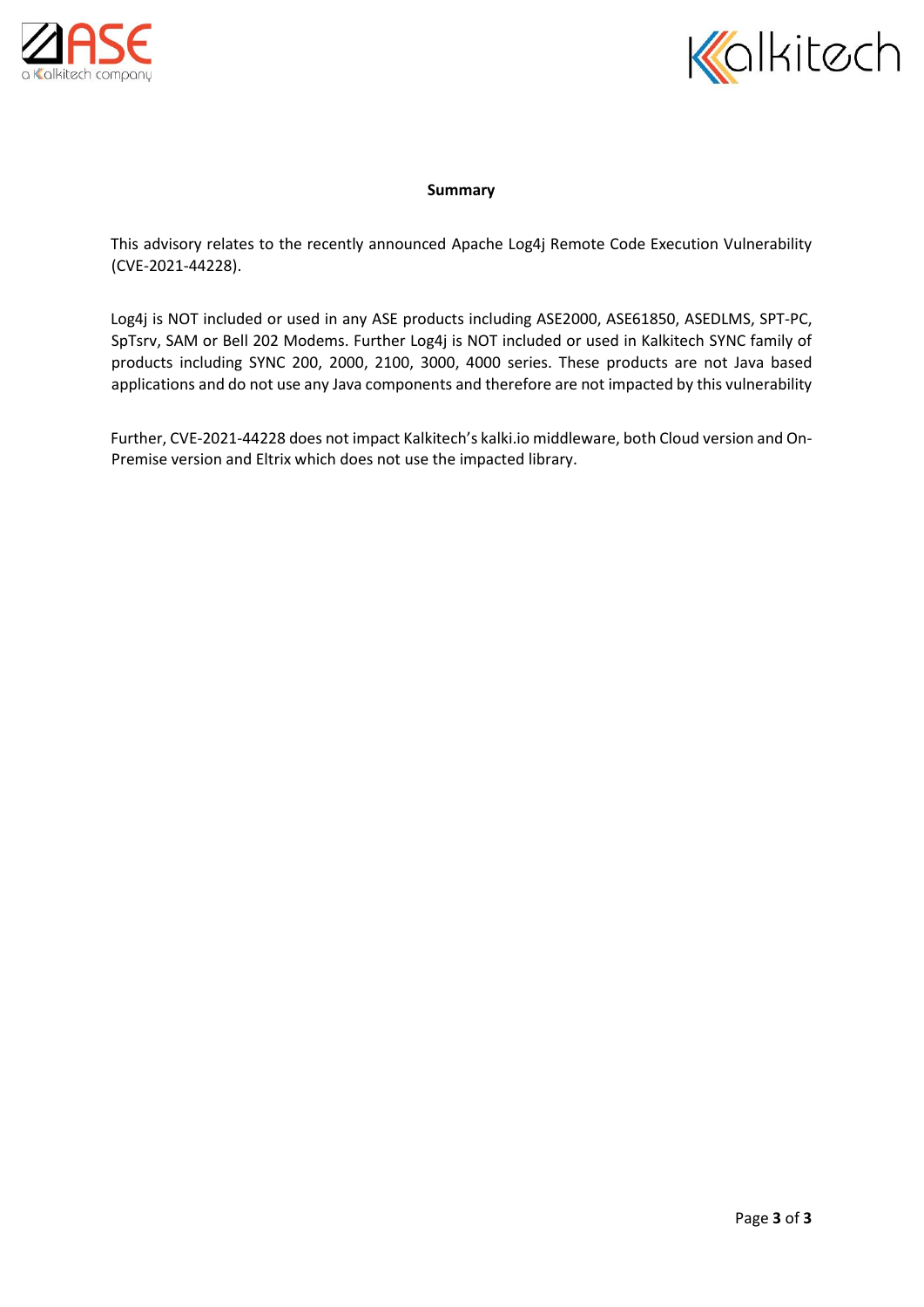**Summary**

This advisory relates to the recently announced Apache Log4j Remote Code Execution Vulnerability (CVE-2021-44228).

Log4j is NOT included or used in any ASE products including ASE2000, ASE61850, ASEDLMS, SPT-PC, SpTsrv, SAM or Bell 202 Modems. Further Log4j is NOT included or used in Kalkitech SYNC family of products including SYNC 200, 2000, 2100, 3000, 4000 series. These products are not Java based applications and do not use any Java components and therefore are not impacted by this vulnerability

Further, CVE-2021-44228 does not impact Kalkitech's kalki.io middleware, both Cloud version and On-Premise version and Eltrix which does not use the impacted library.